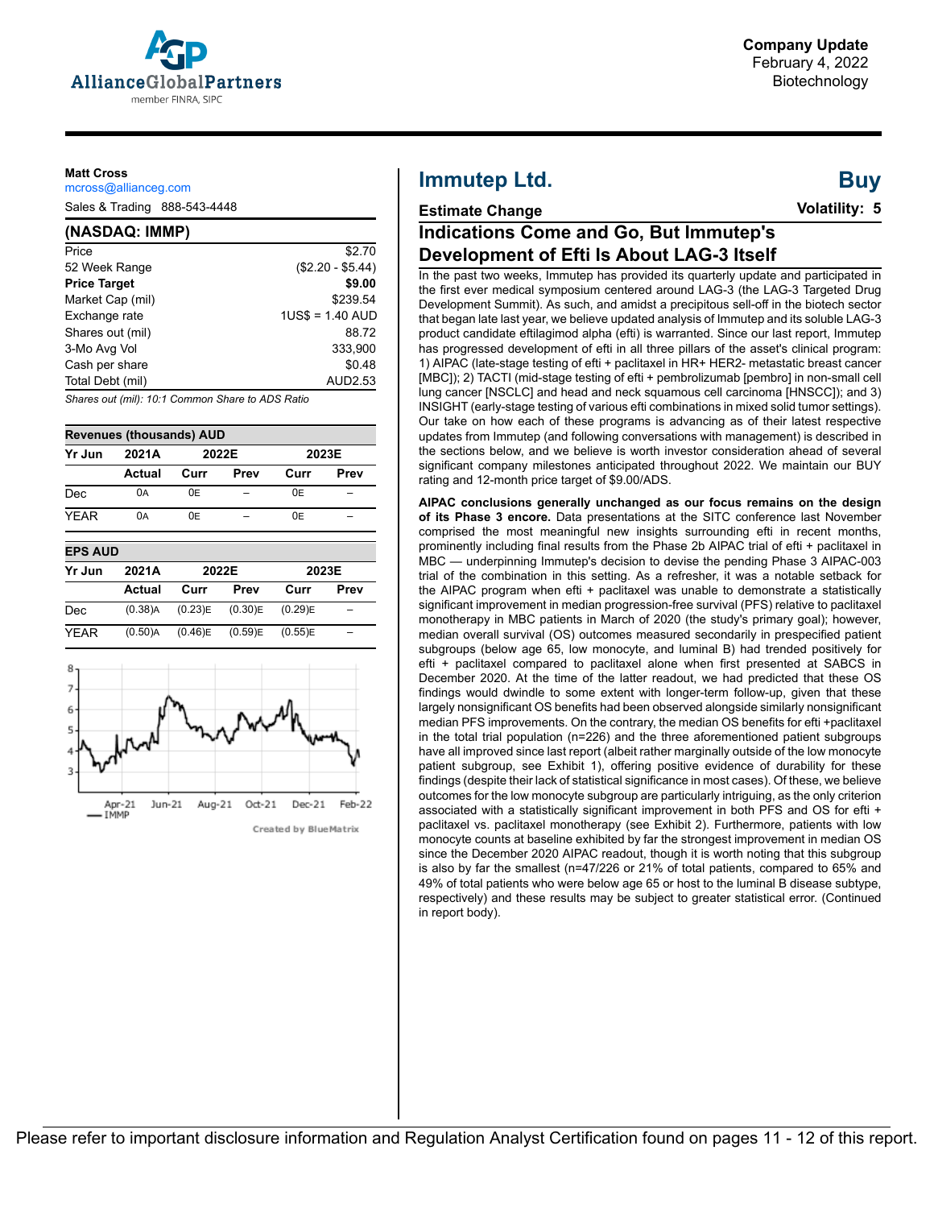AllianceGlobalPartners
member FINRA, SIPC

**Company Update**
February 4, 2022
Biotechnology

**Matt Cross**
mcross@allianceg.com
Sales & Trading 888-543-4448

| (NASDAQ: IMMP) | |
|---|---|
| Price | $2.70 |
| 52 Week Range | ($2.20 - $5.44) |
| **Price Target** | **$9.00** |
| Market Cap (mil) | $239.54 |
| Exchange rate | 1US$ = 1.40 AUD |
| Shares out (mil) | 88.72 |
| 3-Mo Avg Vol | 333,900 |
| Cash per share | $0.48 |
| Total Debt (mil) | AUD2.53 |

*Shares out (mil): 10:1 Common Share to ADS Ratio*

**Revenues (thousands) AUD**

| Yr Jun | 2021A | 2022E | | 2023E | |
|---|---|---|---|---|---|
| | Actual | Curr | Prev | Curr | Prev |
| Dec | 0A | 0E | – | 0E | – |
| YEAR | 0A | 0E | – | 0E | – |

**EPS AUD**

| Yr Jun | 2021A | 2022E | | 2023E | |
|---|---|---|---|---|---|
| | Actual | Curr | Prev | Curr | Prev |
| Dec | (0.38)A | (0.23)E | (0.30)E | (0.29)E | – |
| YEAR | (0.50)A | (0.46)E | (0.59)E | (0.55)E | – |

Created by BlueMatrix

# Immutep Ltd. — Buy

**Estimate Change** — **Volatility: 5**

## Indications Come and Go, But Immutep's Development of Efti Is About LAG-3 Itself

In the past two weeks, Immutep has provided its quarterly update and participated in the first ever medical symposium centered around LAG-3 (the LAG-3 Targeted Drug Development Summit). As such, and amidst a precipitous sell-off in the biotech sector that began late last year, we believe updated analysis of Immutep and its soluble LAG-3 product candidate eftilagimod alpha (efti) is warranted. Since our last report, Immutep has progressed development of efti in all three pillars of the asset's clinical program: 1) AIPAC (late-stage testing of efti + paclitaxel in HR+ HER2- metastatic breast cancer [MBC]); 2) TACTI (mid-stage testing of efti + pembrolizumab [pembro] in non-small cell lung cancer [NSCLC] and head and neck squamous cell carcinoma [HNSCC]); and 3) INSIGHT (early-stage testing of various efti combinations in mixed solid tumor settings). Our take on how each of these programs is advancing as of their latest respective updates from Immutep (and following conversations with management) is described in the sections below, and we believe is worth investor consideration ahead of several significant company milestones anticipated throughout 2022. We maintain our BUY rating and 12-month price target of $9.00/ADS.

**AIPAC conclusions generally unchanged as our focus remains on the design of its Phase 3 encore.** Data presentations at the SITC conference last November comprised the most meaningful new insights surrounding efti in recent months, prominently including final results from the Phase 2b AIPAC trial of efti + paclitaxel in MBC — underpinning Immutep's decision to devise the pending Phase 3 AIPAC-003 trial of the combination in this setting. As a refresher, it was a notable setback for the AIPAC program when efti + paclitaxel was unable to demonstrate a statistically significant improvement in median progression-free survival (PFS) relative to paclitaxel monotherapy in MBC patients in March of 2020 (the study's primary goal); however, median overall survival (OS) outcomes measured secondarily in prespecified patient subgroups (below age 65, low monocyte, and luminal B) had trended positively for efti + paclitaxel compared to paclitaxel alone when first presented at SABCS in December 2020. At the time of the latter readout, we had predicted that these OS findings would dwindle to some extent with longer-term follow-up, given that these largely nonsignificant OS benefits had been observed alongside similarly nonsignificant median PFS improvements. On the contrary, the median OS benefits for efti +paclitaxel in the total trial population (n=226) and the three aforementioned patient subgroups have all improved since last report (albeit rather marginally outside of the low monocyte patient subgroup, see Exhibit 1), offering positive evidence of durability for these findings (despite their lack of statistical significance in most cases). Of these, we believe outcomes for the low monocyte subgroup are particularly intriguing, as the only criterion associated with a statistically significant improvement in both PFS and OS for efti + paclitaxel vs. paclitaxel monotherapy (see Exhibit 2). Furthermore, patients with low monocyte counts at baseline exhibited by far the strongest improvement in median OS since the December 2020 AIPAC readout, though it is worth noting that this subgroup is also by far the smallest (n=47/226 or 21% of total patients, compared to 65% and 49% of total patients who were below age 65 or host to the luminal B disease subtype, respectively) and these results may be subject to greater statistical error. (Continued in report body).

Please refer to important disclosure information and Regulation Analyst Certification found on pages 11 - 12 of this report.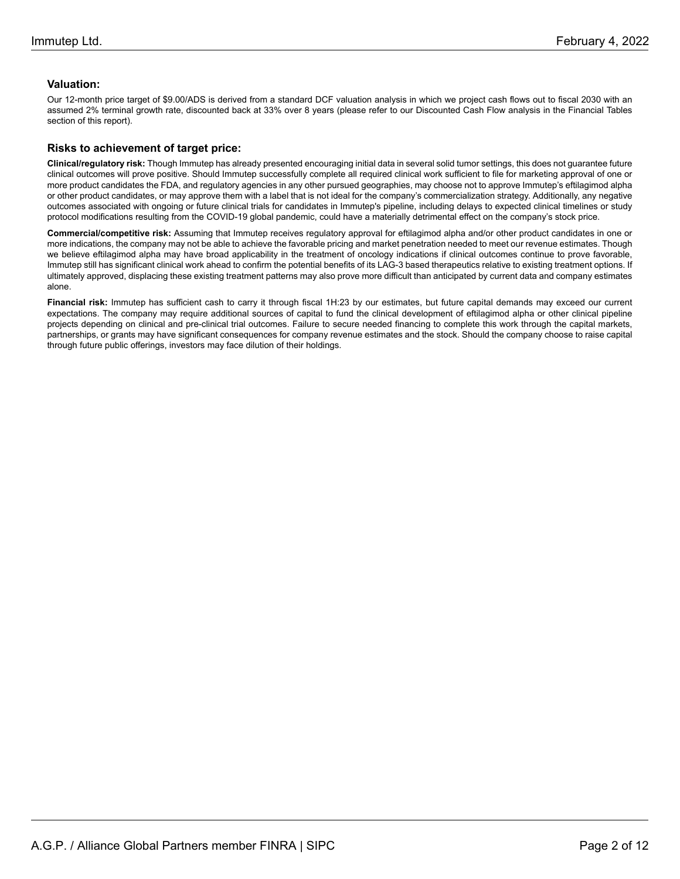## Valuation:

Our 12-month price target of $9.00/ADS is derived from a standard DCF valuation analysis in which we project cash flows out to fiscal 2030 with an assumed 2% terminal growth rate, discounted back at 33% over 8 years (please refer to our Discounted Cash Flow analysis in the Financial Tables section of this report).

## Risks to achievement of target price:

**Clinical/regulatory risk:** Though Immutep has already presented encouraging initial data in several solid tumor settings, this does not guarantee future clinical outcomes will prove positive. Should Immutep successfully complete all required clinical work sufficient to file for marketing approval of one or more product candidates the FDA, and regulatory agencies in any other pursued geographies, may choose not to approve Immutep's eftilagimod alpha or other product candidates, or may approve them with a label that is not ideal for the company's commercialization strategy. Additionally, any negative outcomes associated with ongoing or future clinical trials for candidates in Immutep's pipeline, including delays to expected clinical timelines or study protocol modifications resulting from the COVID-19 global pandemic, could have a materially detrimental effect on the company's stock price.

**Commercial/competitive risk:** Assuming that Immutep receives regulatory approval for eftilagimod alpha and/or other product candidates in one or more indications, the company may not be able to achieve the favorable pricing and market penetration needed to meet our revenue estimates. Though we believe eftilagimod alpha may have broad applicability in the treatment of oncology indications if clinical outcomes continue to prove favorable, Immutep still has significant clinical work ahead to confirm the potential benefits of its LAG-3 based therapeutics relative to existing treatment options. If ultimately approved, displacing these existing treatment patterns may also prove more difficult than anticipated by current data and company estimates alone.

**Financial risk:** Immutep has sufficient cash to carry it through fiscal 1H:23 by our estimates, but future capital demands may exceed our current expectations. The company may require additional sources of capital to fund the clinical development of eftilagimod alpha or other clinical pipeline projects depending on clinical and pre-clinical trial outcomes. Failure to secure needed financing to complete this work through the capital markets, partnerships, or grants may have significant consequences for company revenue estimates and the stock. Should the company choose to raise capital through future public offerings, investors may face dilution of their holdings.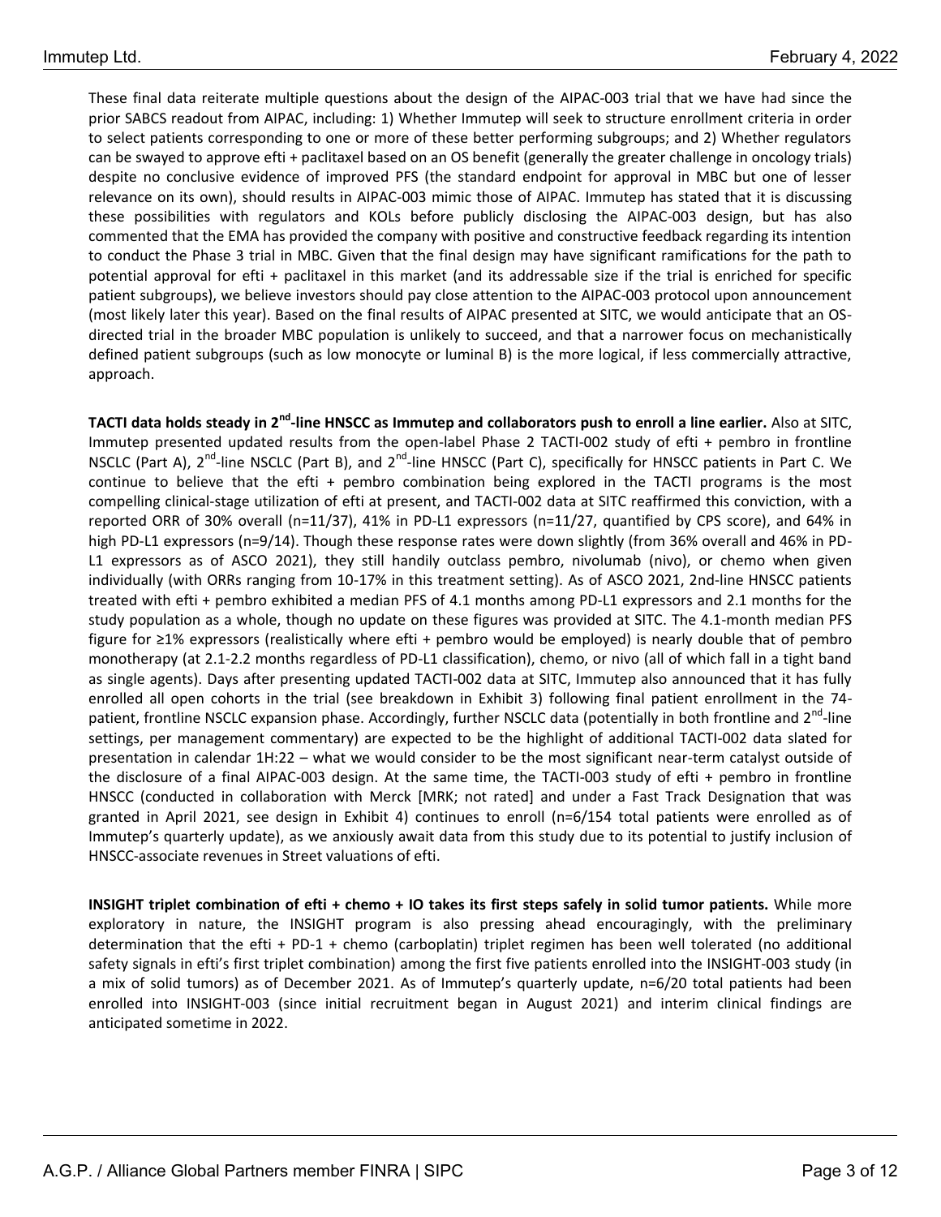These final data reiterate multiple questions about the design of the AIPAC-003 trial that we have had since the prior SABCS readout from AIPAC, including: 1) Whether Immutep will seek to structure enrollment criteria in order to select patients corresponding to one or more of these better performing subgroups; and 2) Whether regulators can be swayed to approve efti + paclitaxel based on an OS benefit (generally the greater challenge in oncology trials) despite no conclusive evidence of improved PFS (the standard endpoint for approval in MBC but one of lesser relevance on its own), should results in AIPAC-003 mimic those of AIPAC. Immutep has stated that it is discussing these possibilities with regulators and KOLs before publicly disclosing the AIPAC-003 design, but has also commented that the EMA has provided the company with positive and constructive feedback regarding its intention to conduct the Phase 3 trial in MBC. Given that the final design may have significant ramifications for the path to potential approval for efti + paclitaxel in this market (and its addressable size if the trial is enriched for specific patient subgroups), we believe investors should pay close attention to the AIPAC-003 protocol upon announcement (most likely later this year). Based on the final results of AIPAC presented at SITC, we would anticipate that an OS-directed trial in the broader MBC population is unlikely to succeed, and that a narrower focus on mechanistically defined patient subgroups (such as low monocyte or luminal B) is the more logical, if less commercially attractive, approach.

**TACTI data holds steady in 2nd-line HNSCC as Immutep and collaborators push to enroll a line earlier.** Also at SITC, Immutep presented updated results from the open-label Phase 2 TACTI-002 study of efti + pembro in frontline NSCLC (Part A), 2nd-line NSCLC (Part B), and 2nd-line HNSCC (Part C), specifically for HNSCC patients in Part C. We continue to believe that the efti + pembro combination being explored in the TACTI programs is the most compelling clinical-stage utilization of efti at present, and TACTI-002 data at SITC reaffirmed this conviction, with a reported ORR of 30% overall (n=11/37), 41% in PD-L1 expressors (n=11/27, quantified by CPS score), and 64% in high PD-L1 expressors (n=9/14). Though these response rates were down slightly (from 36% overall and 46% in PD-L1 expressors as of ASCO 2021), they still handily outclass pembro, nivolumab (nivo), or chemo when given individually (with ORRs ranging from 10-17% in this treatment setting). As of ASCO 2021, 2nd-line HNSCC patients treated with efti + pembro exhibited a median PFS of 4.1 months among PD-L1 expressors and 2.1 months for the study population as a whole, though no update on these figures was provided at SITC. The 4.1-month median PFS figure for ≥1% expressors (realistically where efti + pembro would be employed) is nearly double that of pembro monotherapy (at 2.1-2.2 months regardless of PD-L1 classification), chemo, or nivo (all of which fall in a tight band as single agents). Days after presenting updated TACTI-002 data at SITC, Immutep also announced that it has fully enrolled all open cohorts in the trial (see breakdown in Exhibit 3) following final patient enrollment in the 74-patient, frontline NSCLC expansion phase. Accordingly, further NSCLC data (potentially in both frontline and 2nd-line settings, per management commentary) are expected to be the highlight of additional TACTI-002 data slated for presentation in calendar 1H:22 – what we would consider to be the most significant near-term catalyst outside of the disclosure of a final AIPAC-003 design. At the same time, the TACTI-003 study of efti + pembro in frontline HNSCC (conducted in collaboration with Merck [MRK; not rated] and under a Fast Track Designation that was granted in April 2021, see design in Exhibit 4) continues to enroll (n=6/154 total patients were enrolled as of Immutep's quarterly update), as we anxiously await data from this study due to its potential to justify inclusion of HNSCC-associate revenues in Street valuations of efti.

**INSIGHT triplet combination of efti + chemo + IO takes its first steps safely in solid tumor patients.** While more exploratory in nature, the INSIGHT program is also pressing ahead encouragingly, with the preliminary determination that the efti + PD-1 + chemo (carboplatin) triplet regimen has been well tolerated (no additional safety signals in efti's first triplet combination) among the first five patients enrolled into the INSIGHT-003 study (in a mix of solid tumors) as of December 2021. As of Immutep's quarterly update, n=6/20 total patients had been enrolled into INSIGHT-003 (since initial recruitment began in August 2021) and interim clinical findings are anticipated sometime in 2022.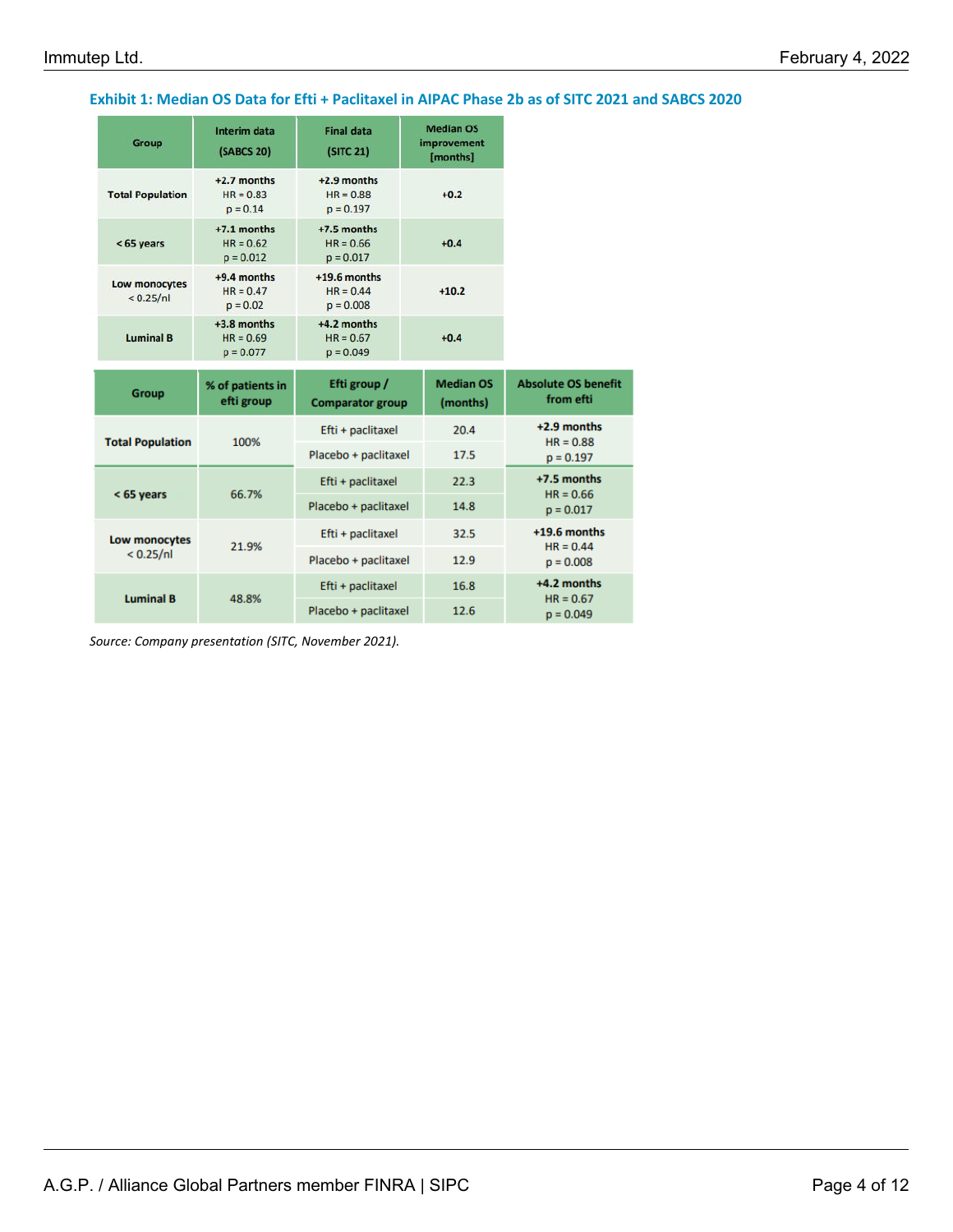### Exhibit 1: Median OS Data for Efti + Paclitaxel in AIPAC Phase 2b as of SITC 2021 and SABCS 2020

| Group | Interim data (SABCS 20) | Final data (SITC 21) | Median OS improvement [months] |
|---|---|---|---|
| Total Population | +2.7 months HR = 0.83 p = 0.14 | +2.9 months HR = 0.88 p = 0.197 | +0.2 |
| < 65 years | +7.1 months HR = 0.62 p = 0.012 | +7.5 months HR = 0.66 p = 0.017 | +0.4 |
| Low monocytes < 0.25/nl | +9.4 months HR = 0.47 p = 0.02 | +19.6 months HR = 0.44 p = 0.008 | +10.2 |
| Luminal B | +3.8 months HR = 0.69 p = 0.077 | +4.2 months HR = 0.67 p = 0.049 | +0.4 |

| Group | % of patients in efti group | Efti group / Comparator group | Median OS (months) | Absolute OS benefit from efti |
|---|---|---|---|---|
| Total Population | 100% | Efti + paclitaxel | 20.4 | +2.9 months HR = 0.88 p = 0.197 |
| | | Placebo + paclitaxel | 17.5 | |
| < 65 years | 66.7% | Efti + paclitaxel | 22.3 | +7.5 months HR = 0.66 p = 0.017 |
| | | Placebo + paclitaxel | 14.8 | |
| Low monocytes < 0.25/nl | 21.9% | Efti + paclitaxel | 32.5 | +19.6 months HR = 0.44 p = 0.008 |
| | | Placebo + paclitaxel | 12.9 | |
| Luminal B | 48.8% | Efti + paclitaxel | 16.8 | +4.2 months HR = 0.67 p = 0.049 |
| | | Placebo + paclitaxel | 12.6 | |

*Source: Company presentation (SITC, November 2021).*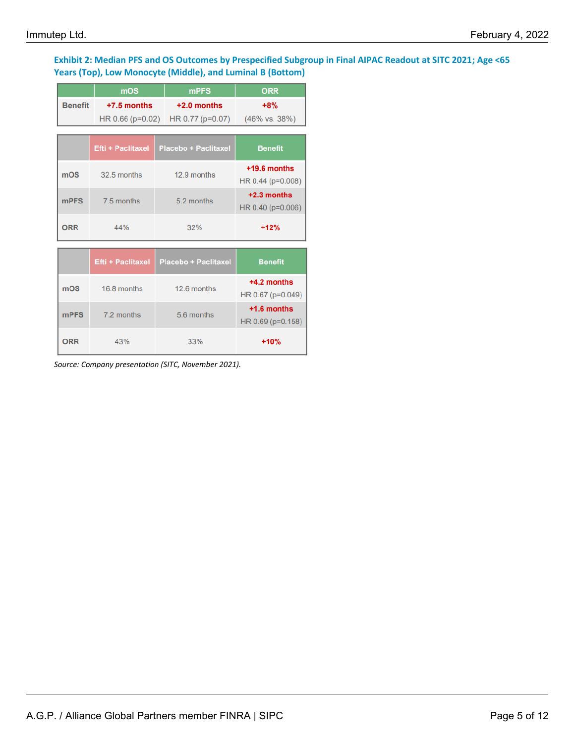**Exhibit 2: Median PFS and OS Outcomes by Prespecified Subgroup in Final AIPAC Readout at SITC 2021; Age <65 Years (Top), Low Monocyte (Middle), and Luminal B (Bottom)**

| | mOS | mPFS | ORR |
|---|---|---|---|
| Benefit | **+7.5 months** HR 0.66 (p=0.02) | **+2.0 months** HR 0.77 (p=0.07) | **+8%** (46% vs. 38%) |

| | Efti + Paclitaxel | Placebo + Paclitaxel | Benefit |
|---|---|---|---|
| mOS | 32.5 months | 12.9 months | **+19.6 months** HR 0.44 (p=0.008) |
| mPFS | 7.5 months | 5.2 months | **+2.3 months** HR 0.40 (p=0.006) |
| ORR | 44% | 32% | **+12%** |

| | Efti + Paclitaxel | Placebo + Paclitaxel | Benefit |
|---|---|---|---|
| mOS | 16.8 months | 12.6 months | **+4.2 months** HR 0.67 (p=0.049) |
| mPFS | 7.2 months | 5.6 months | **+1.6 months** HR 0.69 (p=0.158) |
| ORR | 43% | 33% | **+10%** |

*Source: Company presentation (SITC, November 2021).*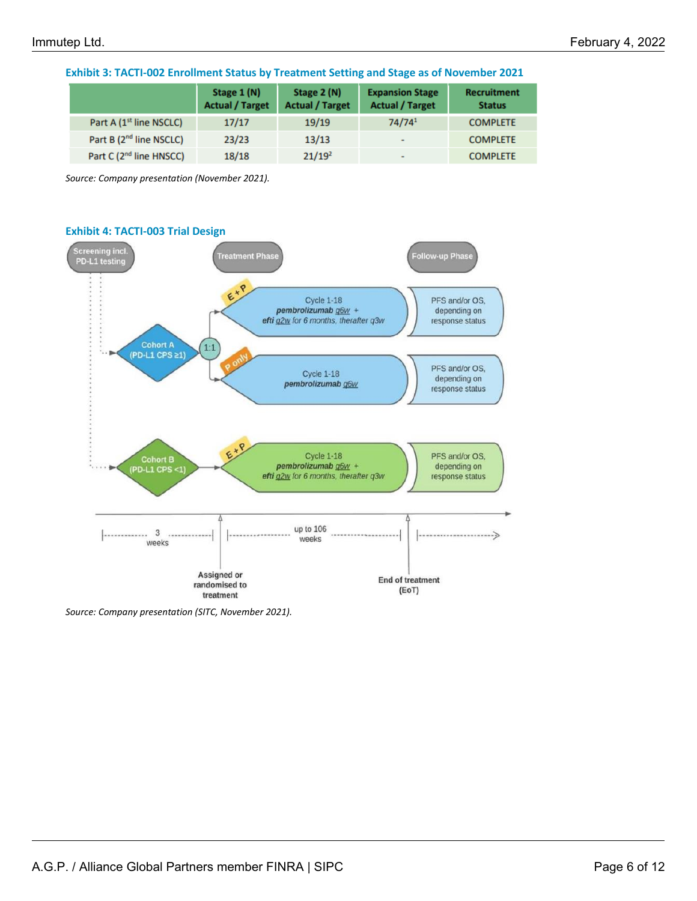**Exhibit 3: TACTI-002 Enrollment Status by Treatment Setting and Stage as of November 2021**

| | Stage 1 (N) Actual / Target | Stage 2 (N) Actual / Target | Expansion Stage Actual / Target | Recruitment Status |
|---|---|---|---|---|
| Part A (1st line NSCLC) | 17/17 | 19/19 | 74/74[1] | COMPLETE |
| Part B (2nd line NSCLC) | 23/23 | 13/13 | - | COMPLETE |
| Part C (2nd line HNSCC) | 18/18 | 21/19[2] | - | COMPLETE |

*Source: Company presentation (November 2021).*

**Exhibit 4: TACTI-003 Trial Design**

Screening incl. PD-L1 testing → Treatment Phase → Follow-up Phase

- Cohort A (PD-L1 CPS ≥1), randomised 1:1:
  - E + P: Cycle 1-18 *pembrolizumab q6w + efti q2w for 6 months, therafter q3w* → PFS and/or OS, depending on response status
  - P only: Cycle 1-18 *pembrolizumab q6w* → PFS and/or OS, depending on response status
- Cohort B (PD-L1 CPS <1):
  - E + P: Cycle 1-18 *pembrolizumab q6w + efti q2w for 6 months, therafter q3w* → PFS and/or OS, depending on response status

Timeline: 3 weeks (screening) → Assigned or randomised to treatment → up to 106 weeks → End of treatment (EoT) → follow-up

*Source: Company presentation (SITC, November 2021).*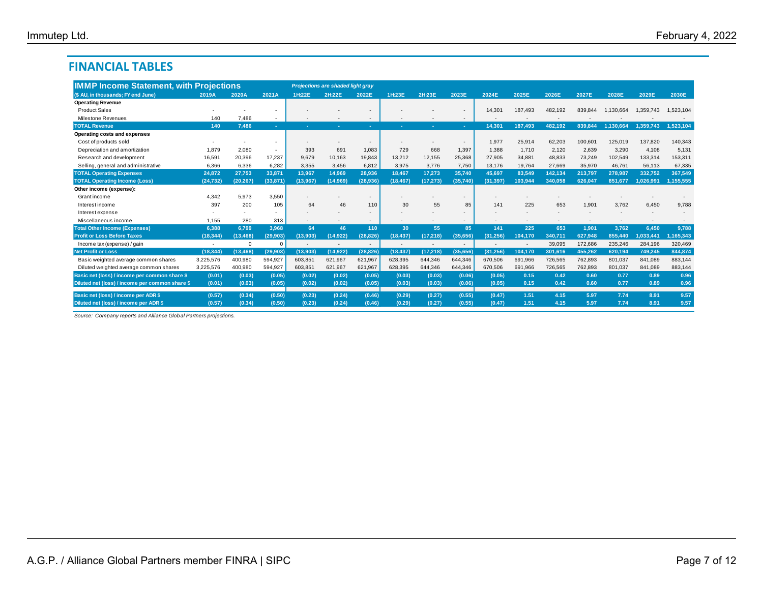## FINANCIAL TABLES

| IMMP Income Statement, with Projections | | | | Projections are shaded light gray | | | | | | | | | | | | | |
|---|---|---|---|---|---|---|---|---|---|---|---|---|---|---|---|---|---|
| ($ AU, in thousands; FY end June) | 2019A | 2020A | 2021A | 1H:22E | 2H:22E | 2022E | 1H:23E | 2H:23E | 2023E | 2024E | 2025E | 2026E | 2027E | 2028E | 2029E | 2030E |
| **Operating Revenue** | | | | | | | | | | | | | | | | |
| Product Sales | - | - | - | - | - | - | - | - | - | 14,301 | 187,493 | 482,192 | 839,844 | 1,130,664 | 1,359,743 | 1,523,104 |
| Milestone Revenues | 140 | 7,486 | - | - | - | - | - | - | - | - | - | - | - | - | - | - |
| **TOTAL Revenue** | **140** | **7,486** | **-** | **-** | **-** | **-** | **-** | **-** | **-** | **14,301** | **187,493** | **482,192** | **839,844** | **1,130,664** | **1,359,743** | **1,523,104** |
| **Operating costs and expenses** | | | | | | | | | | | | | | | | |
| Cost of products sold | - | - | - | - | - | - | - | - | - | 1,977 | 25,914 | 62,203 | 100,601 | 125,019 | 137,820 | 140,343 |
| Depreciation and amortization | 1,879 | 2,080 | - | 393 | 691 | 1,083 | 729 | 668 | 1,397 | 1,388 | 1,710 | 2,120 | 2,639 | 3,290 | 4,108 | 5,131 |
| Research and development | 16,591 | 20,396 | 17,237 | 9,679 | 10,163 | 19,843 | 13,212 | 12,155 | 25,368 | 27,905 | 34,881 | 48,833 | 73,249 | 102,549 | 133,314 | 153,311 |
| Selling, general and administrative | 6,366 | 6,336 | 6,282 | 3,355 | 3,456 | 6,812 | 3,975 | 3,776 | 7,750 | 13,176 | 19,764 | 27,669 | 35,970 | 46,761 | 56,113 | 67,335 |
| **TOTAL Operating Expenses** | **24,872** | **27,753** | **33,871** | **13,967** | **14,969** | **28,936** | **18,467** | **17,273** | **35,740** | **45,697** | **83,549** | **142,134** | **213,797** | **278,987** | **332,752** | **367,549** |
| **TOTAL Operating Income (Loss)** | **(24,732)** | **(20,267)** | **(33,871)** | **(13,967)** | **(14,969)** | **(28,936)** | **(18,467)** | **(17,273)** | **(35,740)** | **(31,397)** | **103,944** | **340,058** | **626,047** | **851,677** | **1,026,991** | **1,155,555** |
| **Other income (expense):** | | | | | | | | | | | | | | | | |
| Grant income | 4,342 | 5,973 | 3,550 | - | - | - | - | - | - | - | - | - | - | - | - | - |
| Interest income | 397 | 200 | 105 | 64 | 46 | 110 | 30 | 55 | 85 | 141 | 225 | 653 | 1,901 | 3,762 | 6,450 | 9,788 |
| Interest expense | - | - | - | - | - | - | - | - | - | - | - | - | - | - | - | - |
| Miscellaneous income | 1,155 | 280 | 313 | - | - | - | - | - | - | - | - | - | - | - | - | - |
| **Total Other Income (Expenses)** | **6,388** | **6,799** | **3,968** | **64** | **46** | **110** | **30** | **55** | **85** | **141** | **225** | **653** | **1,901** | **3,762** | **6,450** | **9,788** |
| **Profit or Loss Before Taxes** | **(18,344)** | **(13,468)** | **(29,903)** | **(13,903)** | **(14,922)** | **(28,826)** | **(18,437)** | **(17,218)** | **(35,656)** | **(31,256)** | **104,170** | **340,711** | **627,948** | **855,440** | **1,033,441** | **1,165,343** |
| Income tax (expense) / gain | - | 0 | 0 | - | - | - | - | - | - | - | - | 39,095 | 172,686 | 235,246 | 284,196 | 320,469 |
| **Net Profit or Loss** | **(18,344)** | **(13,468)** | **(29,903)** | **(13,903)** | **(14,922)** | **(28,826)** | **(18,437)** | **(17,218)** | **(35,656)** | **(31,256)** | **104,170** | **301,616** | **455,262** | **620,194** | **749,245** | **844,874** |
| Basic weighted average common shares | 3,225,576 | 400,980 | 594,927 | 603,851 | 621,967 | 621,967 | 628,395 | 644,346 | 644,346 | 670,506 | 691,966 | 726,565 | 762,893 | 801,037 | 841,089 | 883,144 |
| Diluted weighted average common shares | 3,225,576 | 400,980 | 594,927 | 603,851 | 621,967 | 621,967 | 628,395 | 644,346 | 644,346 | 670,506 | 691,966 | 726,565 | 762,893 | 801,037 | 841,089 | 883,144 |
| **Basic net (loss) / income per common share $** | **(0.01)** | **(0.03)** | **(0.05)** | **(0.02)** | **(0.02)** | **(0.05)** | **(0.03)** | **(0.03)** | **(0.06)** | **(0.05)** | **0.15** | **0.42** | **0.60** | **0.77** | **0.89** | **0.96** |
| **Diluted net (loss) / income per common share $** | **(0.01)** | **(0.03)** | **(0.05)** | **(0.02)** | **(0.02)** | **(0.05)** | **(0.03)** | **(0.03)** | **(0.06)** | **(0.05)** | **0.15** | **0.42** | **0.60** | **0.77** | **0.89** | **0.96** |
| **Basic net (loss) / income per ADR $** | **(0.57)** | **(0.34)** | **(0.50)** | **(0.23)** | **(0.24)** | **(0.46)** | **(0.29)** | **(0.27)** | **(0.55)** | **(0.47)** | **1.51** | **4.15** | **5.97** | **7.74** | **8.91** | **9.57** |
| **Diluted net (loss) / income per ADR $** | **(0.57)** | **(0.34)** | **(0.50)** | **(0.23)** | **(0.24)** | **(0.46)** | **(0.29)** | **(0.27)** | **(0.55)** | **(0.47)** | **1.51** | **4.15** | **5.97** | **7.74** | **8.91** | **9.57** |

*Source: Company reports and Alliance Global Partners projections.*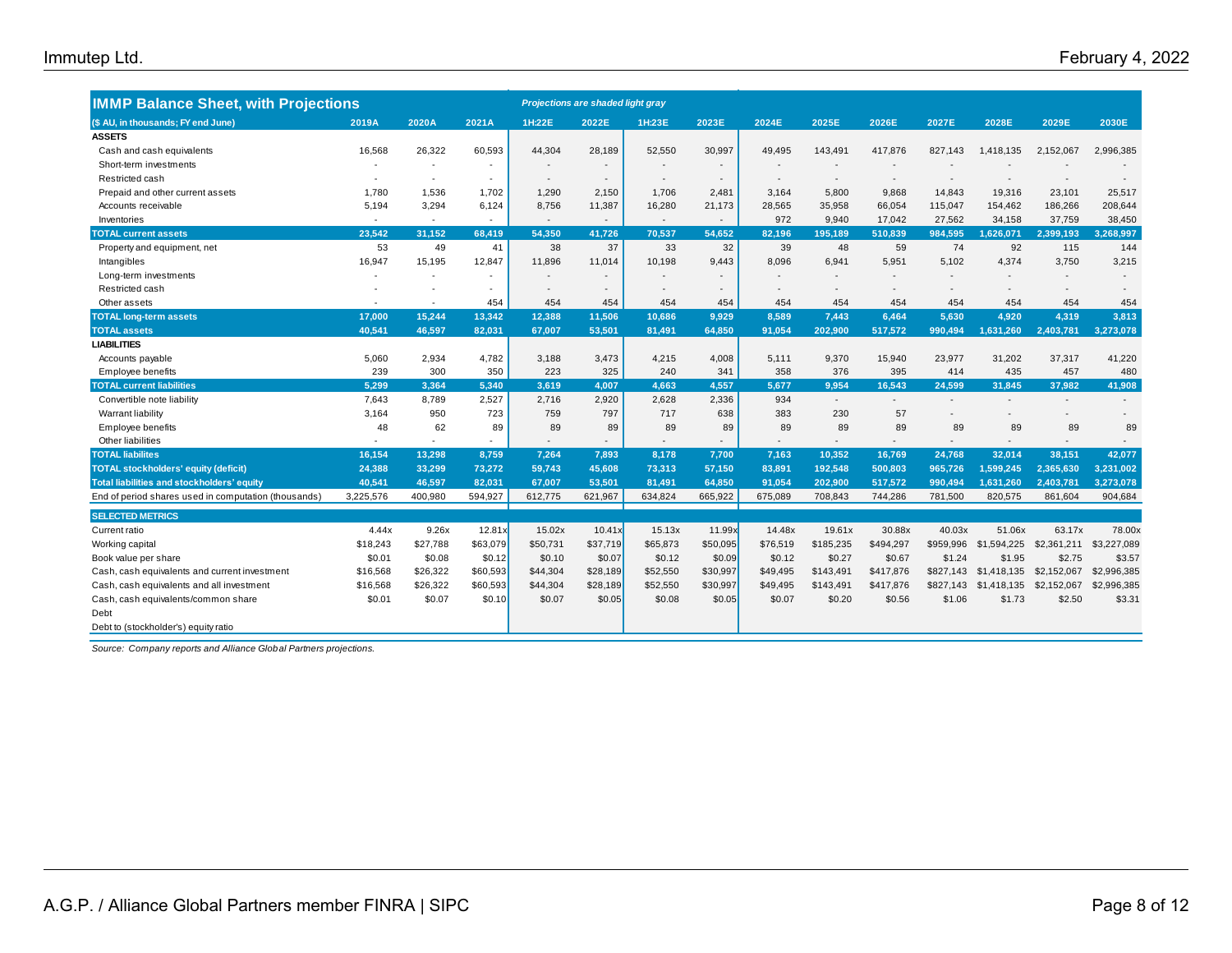## IMMP Balance Sheet, with Projections

*Projections are shaded light gray*

| ($ AU, in thousands; FY end June) | 2019A | 2020A | 2021A | 1H:22E | 2022E | 1H:23E | 2023E | 2024E | 2025E | 2026E | 2027E | 2028E | 2029E | 2030E |
|---|---|---|---|---|---|---|---|---|---|---|---|---|---|---|
| **ASSETS** | | | | | | | | | | | | | | |
| Cash and cash equivalents | 16,568 | 26,322 | 60,593 | 44,304 | 28,189 | 52,550 | 30,997 | 49,495 | 143,491 | 417,876 | 827,143 | 1,418,135 | 2,152,067 | 2,996,385 |
| Short-term investments | - | - | - | - | - | - | - | - | - | - | - | - | - | - |
| Restricted cash | - | - | - | - | - | - | - | - | - | - | - | - | - | - |
| Prepaid and other current assets | 1,780 | 1,536 | 1,702 | 1,290 | 2,150 | 1,706 | 2,481 | 3,164 | 5,800 | 9,868 | 14,843 | 19,316 | 23,101 | 25,517 |
| Accounts receivable | 5,194 | 3,294 | 6,124 | 8,756 | 11,387 | 16,280 | 21,173 | 28,565 | 35,958 | 66,054 | 115,047 | 154,462 | 186,266 | 208,644 |
| Inventories | - | - | - | - | - | - | - | 972 | 9,940 | 17,042 | 27,562 | 34,158 | 37,759 | 38,450 |
| **TOTAL current assets** | **23,542** | **31,152** | **68,419** | **54,350** | **41,726** | **70,537** | **54,652** | **82,196** | **195,189** | **510,839** | **984,595** | **1,626,071** | **2,399,193** | **3,268,997** |
| Property and equipment, net | 53 | 49 | 41 | 38 | 37 | 33 | 32 | 39 | 48 | 59 | 74 | 92 | 115 | 144 |
| Intangibles | 16,947 | 15,195 | 12,847 | 11,896 | 11,014 | 10,198 | 9,443 | 8,096 | 6,941 | 5,951 | 5,102 | 4,374 | 3,750 | 3,215 |
| Long-term investments | - | - | - | - | - | - | - | - | - | - | - | - | - | - |
| Restricted cash | - | - | - | - | - | - | - | - | - | - | - | - | - | - |
| Other assets | - | - | 454 | 454 | 454 | 454 | 454 | 454 | 454 | 454 | 454 | 454 | 454 | 454 |
| **TOTAL long-term assets** | **17,000** | **15,244** | **13,342** | **12,388** | **11,506** | **10,686** | **9,929** | **8,589** | **7,443** | **6,464** | **5,630** | **4,920** | **4,319** | **3,813** |
| **TOTAL assets** | **40,541** | **46,597** | **82,031** | **67,007** | **53,501** | **81,491** | **64,850** | **91,054** | **202,900** | **517,572** | **990,494** | **1,631,260** | **2,403,781** | **3,273,078** |
| **LIABILITIES** | | | | | | | | | | | | | | |
| Accounts payable | 5,060 | 2,934 | 4,782 | 3,188 | 3,473 | 4,215 | 4,008 | 5,111 | 9,370 | 15,940 | 23,977 | 31,202 | 37,317 | 41,220 |
| Employee benefits | 239 | 300 | 350 | 223 | 325 | 240 | 341 | 358 | 376 | 395 | 414 | 435 | 457 | 480 |
| **TOTAL current liabilities** | **5,299** | **3,364** | **5,340** | **3,619** | **4,007** | **4,663** | **4,557** | **5,677** | **9,954** | **16,543** | **24,599** | **31,845** | **37,982** | **41,908** |
| Convertible note liability | 7,643 | 8,789 | 2,527 | 2,716 | 2,920 | 2,628 | 2,336 | 934 | - | - | - | - | - | - |
| Warrant liability | 3,164 | 950 | 723 | 759 | 797 | 717 | 638 | 383 | 230 | 57 | - | - | - | - |
| Employee benefits | 48 | 62 | 89 | 89 | 89 | 89 | 89 | 89 | 89 | 89 | 89 | 89 | 89 | 89 |
| Other liabilities | - | - | - | - | - | - | - | - | - | - | - | - | - | - |
| **TOTAL liabilites** | **16,154** | **13,298** | **8,759** | **7,264** | **7,893** | **8,178** | **7,700** | **7,163** | **10,352** | **16,769** | **24,768** | **32,014** | **38,151** | **42,077** |
| **TOTAL stockholders' equity (deficit)** | **24,388** | **33,299** | **73,272** | **59,743** | **45,608** | **73,313** | **57,150** | **83,891** | **192,548** | **500,803** | **965,726** | **1,599,245** | **2,365,630** | **3,231,002** |
| **Total liabilities and stockholders' equity** | **40,541** | **46,597** | **82,031** | **67,007** | **53,501** | **81,491** | **64,850** | **91,054** | **202,900** | **517,572** | **990,494** | **1,631,260** | **2,403,781** | **3,273,078** |
| End of period shares used in computation (thousands) | 3,225,576 | 400,980 | 594,927 | 612,775 | 621,967 | 634,824 | 665,922 | 675,089 | 708,843 | 744,286 | 781,500 | 820,575 | 861,604 | 904,684 |
| **SELECTED METRICS** | | | | | | | | | | | | | | |
| Current ratio | 4.44x | 9.26x | 12.81x | 15.02x | 10.41x | 15.13x | 11.99x | 14.48x | 19.61x | 30.88x | 40.03x | 51.06x | 63.17x | 78.00x |
| Working capital | $18,243 | $27,788 | $63,079 | $50,731 | $37,719 | $65,873 | $50,095 | $76,519 | $185,235 | $494,297 | $959,996 | $1,594,225 | $2,361,211 | $3,227,089 |
| Book value per share | $0.01 | $0.08 | $0.12 | $0.10 | $0.07 | $0.12 | $0.09 | $0.12 | $0.27 | $0.67 | $1.24 | $1.95 | $2.75 | $3.57 |
| Cash, cash equivalents and current investment | $16,568 | $26,322 | $60,593 | $44,304 | $28,189 | $52,550 | $30,997 | $49,495 | $143,491 | $417,876 | $827,143 | $1,418,135 | $2,152,067 | $2,996,385 |
| Cash, cash equivalents and all investment | $16,568 | $26,322 | $60,593 | $44,304 | $28,189 | $52,550 | $30,997 | $49,495 | $143,491 | $417,876 | $827,143 | $1,418,135 | $2,152,067 | $2,996,385 |
| Cash, cash equivalents/common share | $0.01 | $0.07 | $0.10 | $0.07 | $0.05 | $0.08 | $0.05 | $0.07 | $0.20 | $0.56 | $1.06 | $1.73 | $2.50 | $3.31 |
| Debt | | | | | | | | | | | | | | |
| Debt to (stockholder's) equity ratio | | | | | | | | | | | | | | |

*Source: Company reports and Alliance Global Partners projections.*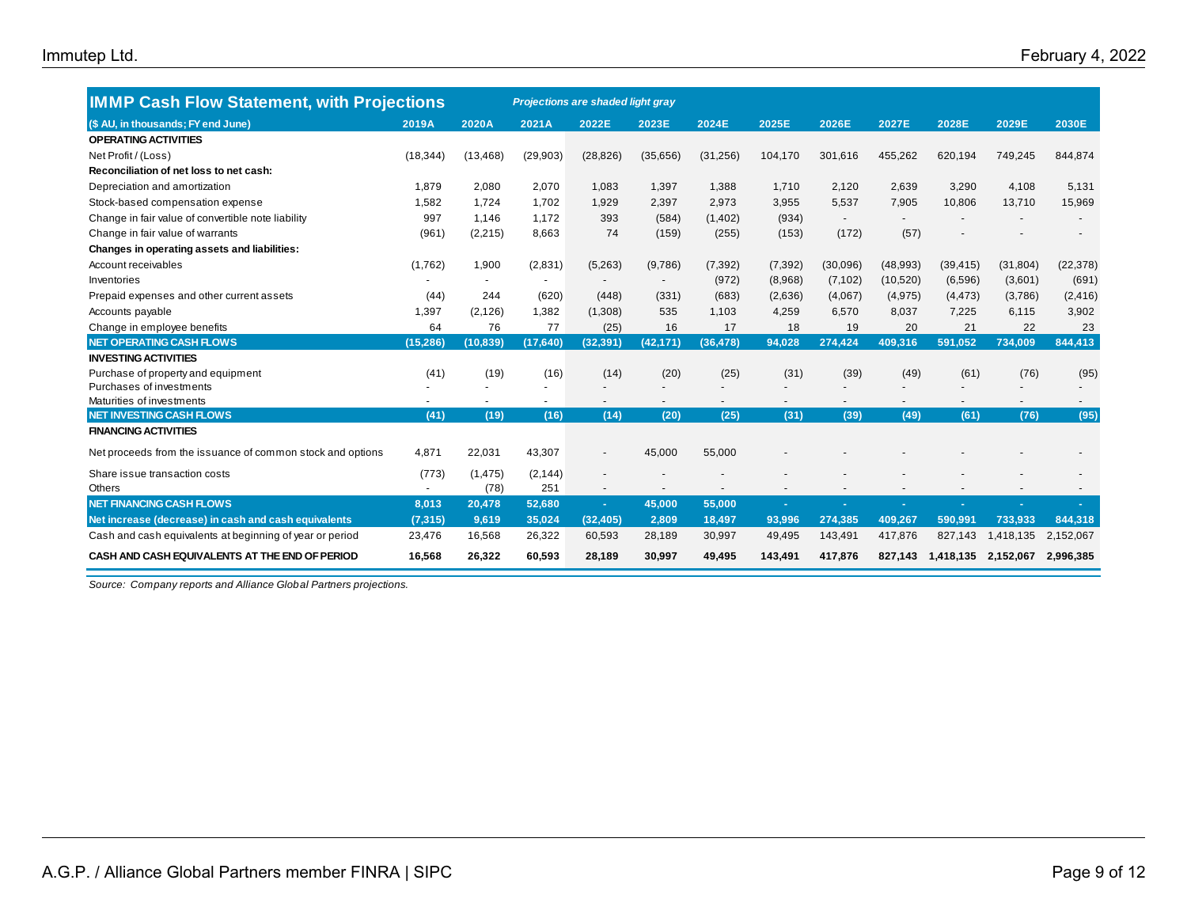## IMMP Cash Flow Statement, with Projections

*Projections are shaded light gray*

| ($ AU, in thousands; FY end June) | 2019A | 2020A | 2021A | 2022E | 2023E | 2024E | 2025E | 2026E | 2027E | 2028E | 2029E | 2030E |
|---|---|---|---|---|---|---|---|---|---|---|---|---|
| **OPERATING ACTIVITIES** | | | | | | | | | | | | |
| Net Profit / (Loss) | (18,344) | (13,468) | (29,903) | (28,826) | (35,656) | (31,256) | 104,170 | 301,616 | 455,262 | 620,194 | 749,245 | 844,874 |
| **Reconciliation of net loss to net cash:** | | | | | | | | | | | | |
| Depreciation and amortization | 1,879 | 2,080 | 2,070 | 1,083 | 1,397 | 1,388 | 1,710 | 2,120 | 2,639 | 3,290 | 4,108 | 5,131 |
| Stock-based compensation expense | 1,582 | 1,724 | 1,702 | 1,929 | 2,397 | 2,973 | 3,955 | 5,537 | 7,905 | 10,806 | 13,710 | 15,969 |
| Change in fair value of convertible note liability | 997 | 1,146 | 1,172 | 393 | (584) | (1,402) | (934) | - | - | - | - | - |
| Change in fair value of warrants | (961) | (2,215) | 8,663 | 74 | (159) | (255) | (153) | (172) | (57) | - | - | - |
| **Changes in operating assets and liabilities:** | | | | | | | | | | | | |
| Account receivables | (1,762) | 1,900 | (2,831) | (5,263) | (9,786) | (7,392) | (7,392) | (30,096) | (48,993) | (39,415) | (31,804) | (22,378) |
| Inventories | - | - | - | - | - | (972) | (8,968) | (7,102) | (10,520) | (6,596) | (3,601) | (691) |
| Prepaid expenses and other current assets | (44) | 244 | (620) | (448) | (331) | (683) | (2,636) | (4,067) | (4,975) | (4,473) | (3,786) | (2,416) |
| Accounts payable | 1,397 | (2,126) | 1,382 | (1,308) | 535 | 1,103 | 4,259 | 6,570 | 8,037 | 7,225 | 6,115 | 3,902 |
| Change in employee benefits | 64 | 76 | 77 | (25) | 16 | 17 | 18 | 19 | 20 | 21 | 22 | 23 |
| **NET OPERATING CASH FLOWS** | **(15,286)** | **(10,839)** | **(17,640)** | **(32,391)** | **(42,171)** | **(36,478)** | **94,028** | **274,424** | **409,316** | **591,052** | **734,009** | **844,413** |
| **INVESTING ACTIVITIES** | | | | | | | | | | | | |
| Purchase of property and equipment | (41) | (19) | (16) | (14) | (20) | (25) | (31) | (39) | (49) | (61) | (76) | (95) |
| Purchases of investments | - | - | - | - | - | - | - | - | - | - | - | - |
| Maturities of investments | - | - | - | - | - | - | - | - | - | - | - | - |
| **NET INVESTING CASH FLOWS** | **(41)** | **(19)** | **(16)** | **(14)** | **(20)** | **(25)** | **(31)** | **(39)** | **(49)** | **(61)** | **(76)** | **(95)** |
| **FINANCING ACTIVITIES** | | | | | | | | | | | | |
| Net proceeds from the issuance of common stock and options | 4,871 | 22,031 | 43,307 | - | 45,000 | 55,000 | - | - | - | - | - | - |
| Share issue transaction costs | (773) | (1,475) | (2,144) | - | - | - | - | - | - | - | - | - |
| Others | - | (78) | 251 | - | - | - | - | - | - | - | - | - |
| **NET FINANCING CASH FLOWS** | **8,013** | **20,478** | **52,680** | **-** | **45,000** | **55,000** | **-** | **-** | **-** | **-** | **-** | **-** |
| **Net increase (decrease) in cash and cash equivalents** | **(7,315)** | **9,619** | **35,024** | **(32,405)** | **2,809** | **18,497** | **93,996** | **274,385** | **409,267** | **590,991** | **733,933** | **844,318** |
| Cash and cash equivalents at beginning of year or period | 23,476 | 16,568 | 26,322 | 60,593 | 28,189 | 30,997 | 49,495 | 143,491 | 417,876 | 827,143 | 1,418,135 | 2,152,067 |
| **CASH AND CASH EQUIVALENTS AT THE END OF PERIOD** | **16,568** | **26,322** | **60,593** | **28,189** | **30,997** | **49,495** | **143,491** | **417,876** | **827,143** | **1,418,135** | **2,152,067** | **2,996,385** |

*Source: Company reports and Alliance Global Partners projections.*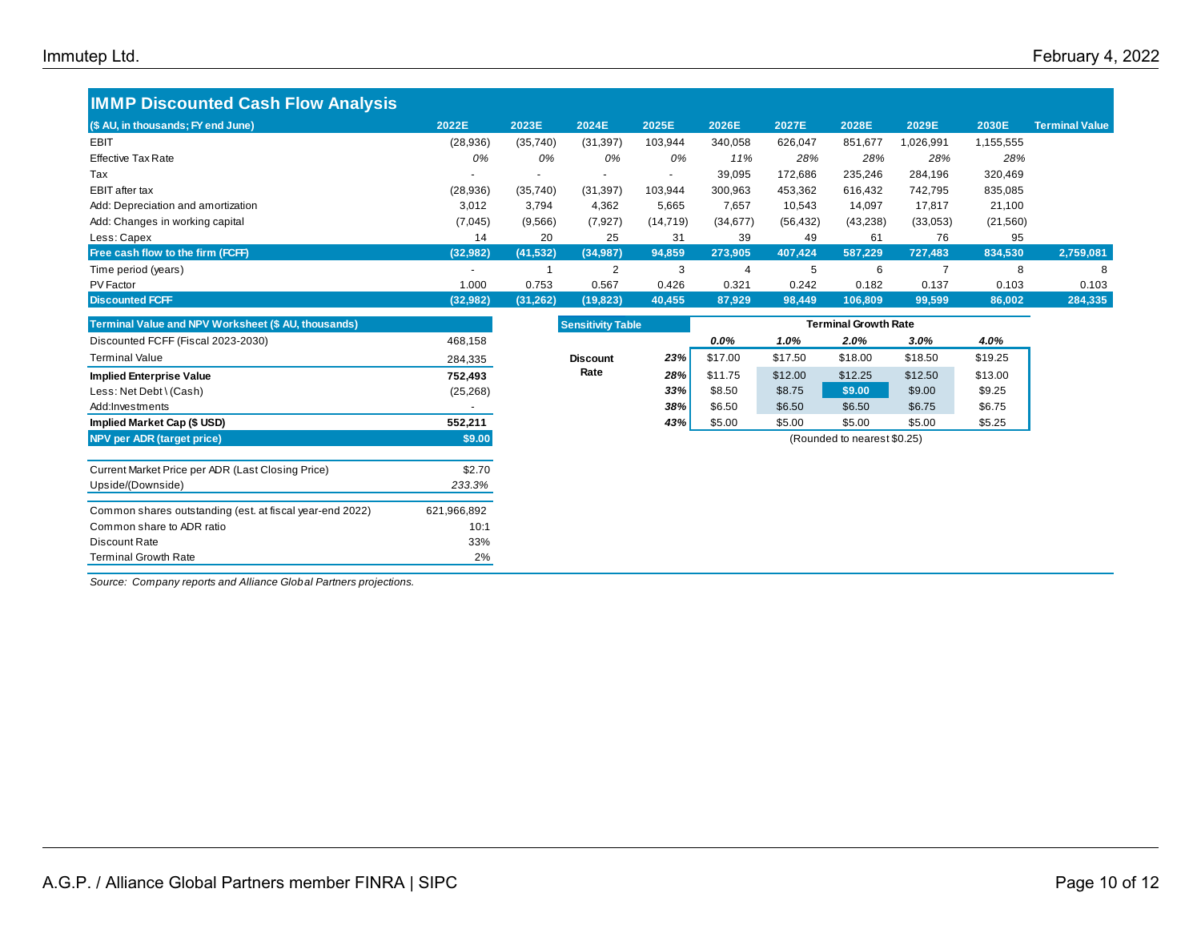## IMMP Discounted Cash Flow Analysis

| ($ AU, in thousands; FY end June) | 2022E | 2023E | 2024E | 2025E | 2026E | 2027E | 2028E | 2029E | 2030E | Terminal Value |
|---|---|---|---|---|---|---|---|---|---|---|
| EBIT | (28,936) | (35,740) | (31,397) | 103,944 | 340,058 | 626,047 | 851,677 | 1,026,991 | 1,155,555 | |
| Effective Tax Rate | *0%* | *0%* | *0%* | *0%* | *11%* | *28%* | *28%* | *28%* | *28%* | |
| Tax | - | - | - | - | 39,095 | 172,686 | 235,246 | 284,196 | 320,469 | |
| EBIT after tax | (28,936) | (35,740) | (31,397) | 103,944 | 300,963 | 453,362 | 616,432 | 742,795 | 835,085 | |
| Add: Depreciation and amortization | 3,012 | 3,794 | 4,362 | 5,665 | 7,657 | 10,543 | 14,097 | 17,817 | 21,100 | |
| Add: Changes in working capital | (7,045) | (9,566) | (7,927) | (14,719) | (34,677) | (56,432) | (43,238) | (33,053) | (21,560) | |
| Less: Capex | 14 | 20 | 25 | 31 | 39 | 49 | 61 | 76 | 95 | |
| **Free cash flow to the firm (FCFF)** | **(32,982)** | **(41,532)** | **(34,987)** | **94,859** | **273,905** | **407,424** | **587,229** | **727,483** | **834,530** | **2,759,081** |
| Time period (years) | - | 1 | 2 | 3 | 4 | 5 | 6 | 7 | 8 | 8 |
| PV Factor | 1.000 | 0.753 | 0.567 | 0.426 | 0.321 | 0.242 | 0.182 | 0.137 | 0.103 | 0.103 |
| **Discounted FCFF** | **(32,982)** | **(31,262)** | **(19,823)** | **40,455** | **87,929** | **98,449** | **106,809** | **99,599** | **86,002** | **284,335** |

| Terminal Value and NPV Worksheet ($ AU, thousands) | |
|---|---|
| Discounted FCFF (Fiscal 2023-2030) | 468,158 |
| Terminal Value | 284,335 |
| **Implied Enterprise Value** | **752,493** |
| Less: Net Debt \ (Cash) | (25,268) |
| Add:Investments | - |
| **Implied Market Cap ($ USD)** | **552,211** |
| **NPV per ADR (target price)** | **$9.00** |
| | |
| Current Market Price per ADR (Last Closing Price) | $2.70 |
| Upside/(Downside) | *233.3%* |
| | |
| Common shares outstanding (est. at fiscal year-end 2022) | 621,966,892 |
| Common share to ADR ratio | 10:1 |
| Discount Rate | 33% |
| Terminal Growth Rate | 2% |

**Sensitivity Table**

| | | Terminal Growth Rate | | | | |
|---|---|---|---|---|---|---|
| | | ***0.0%*** | ***1.0%*** | ***2.0%*** | ***3.0%*** | ***4.0%*** |
| **Discount Rate** | ***23%*** | $17.00 | $17.50 | $18.00 | $18.50 | $19.25 |
| | ***28%*** | $11.75 | $12.00 | $12.25 | $12.50 | $13.00 |
| | ***33%*** | $8.50 | $8.75 | **$9.00** | $9.00 | $9.25 |
| | ***38%*** | $6.50 | $6.50 | $6.50 | $6.75 | $6.75 |
| | ***43%*** | $5.00 | $5.00 | $5.00 | $5.00 | $5.25 |

(Rounded to nearest $0.25)

*Source: Company reports and Alliance Global Partners projections.*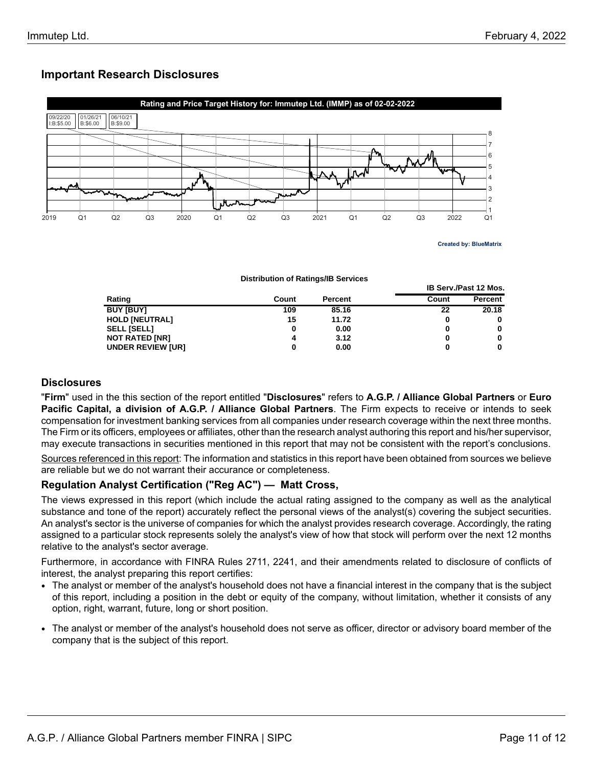## Important Research Disclosures

**Rating and Price Target History for: Immutep Ltd. (IMMP) as of 02-02-2022**

| 09/22/20 | 01/26/21 | 06/10/21 |
|---|---|---|
| I:B:$5.00 | B:$6.00 | B:$9.00 |

Created by: BlueMatrix

**Distribution of Ratings/IB Services**

| Rating | Count | Percent | IB Serv./Past 12 Mos. Count | IB Serv./Past 12 Mos. Percent |
|---|---|---|---|---|
| BUY [BUY] | 109 | 85.16 | 22 | 20.18 |
| HOLD [NEUTRAL] | 15 | 11.72 | 0 | 0 |
| SELL [SELL] | 0 | 0.00 | 0 | 0 |
| NOT RATED [NR] | 4 | 3.12 | 0 | 0 |
| UNDER REVIEW [UR] | 0 | 0.00 | 0 | 0 |

### Disclosures

"**Firm**" used in the this section of the report entitled "**Disclosures**" refers to **A.G.P. / Alliance Global Partners** or **Euro Pacific Capital, a division of A.G.P. / Alliance Global Partners**. The Firm expects to receive or intends to seek compensation for investment banking services from all companies under research coverage within the next three months. The Firm or its officers, employees or affiliates, other than the research analyst authoring this report and his/her supervisor, may execute transactions in securities mentioned in this report that may not be consistent with the report's conclusions.

Sources referenced in this report: The information and statistics in this report have been obtained from sources we believe are reliable but we do not warrant their accurance or completeness.

### Regulation Analyst Certification ("Reg AC") — Matt Cross,

The views expressed in this report (which include the actual rating assigned to the company as well as the analytical substance and tone of the report) accurately reflect the personal views of the analyst(s) covering the subject securities. An analyst's sector is the universe of companies for which the analyst provides research coverage. Accordingly, the rating assigned to a particular stock represents solely the analyst's view of how that stock will perform over the next 12 months relative to the analyst's sector average.

Furthermore, in accordance with FINRA Rules 2711, 2241, and their amendments related to disclosure of conflicts of interest, the analyst preparing this report certifies:

- The analyst or member of the analyst's household does not have a financial interest in the company that is the subject of this report, including a position in the debt or equity of the company, without limitation, whether it consists of any option, right, warrant, future, long or short position.
- The analyst or member of the analyst's household does not serve as officer, director or advisory board member of the company that is the subject of this report.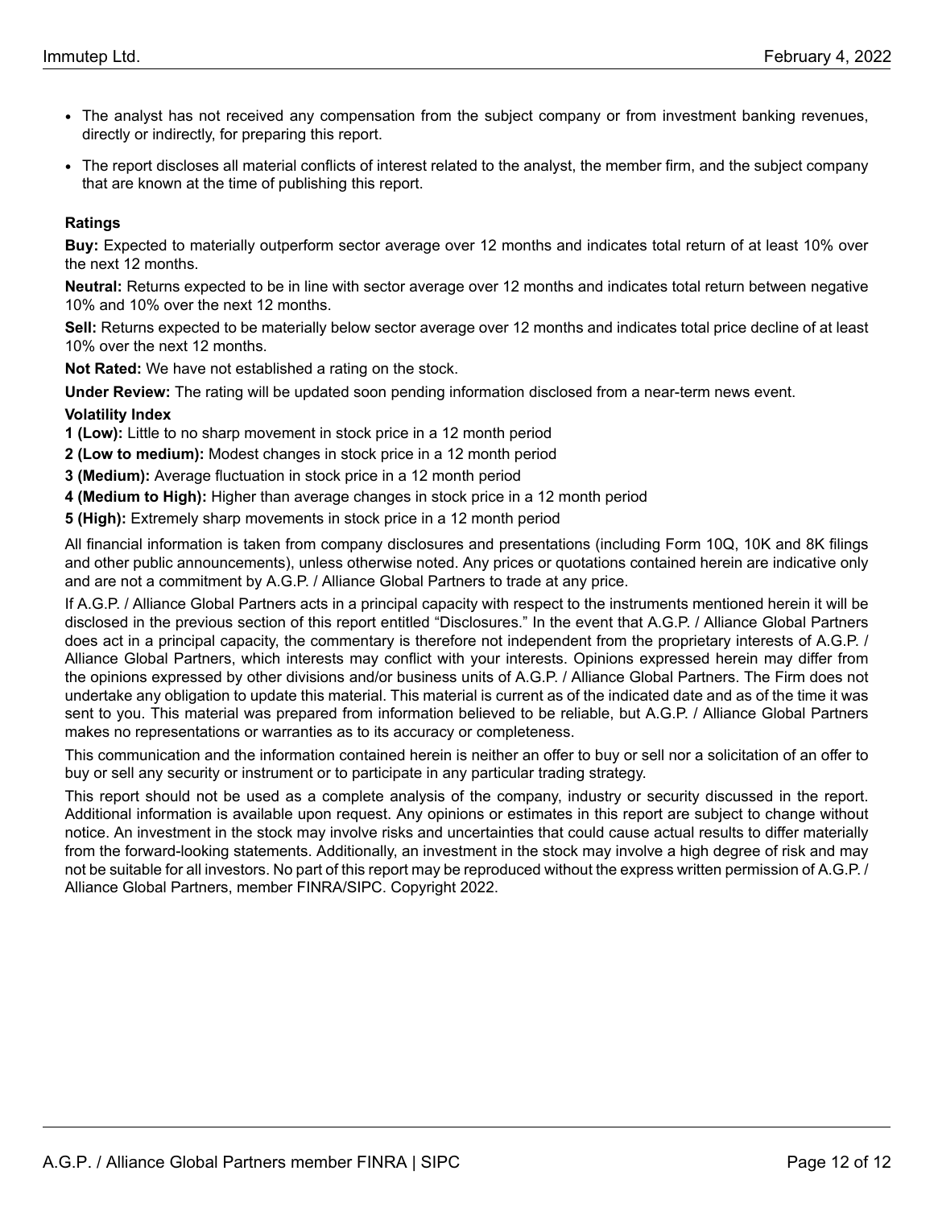- The analyst has not received any compensation from the subject company or from investment banking revenues, directly or indirectly, for preparing this report.
- The report discloses all material conflicts of interest related to the analyst, the member firm, and the subject company that are known at the time of publishing this report.

**Ratings**

**Buy:** Expected to materially outperform sector average over 12 months and indicates total return of at least 10% over the next 12 months.

**Neutral:** Returns expected to be in line with sector average over 12 months and indicates total return between negative 10% and 10% over the next 12 months.

**Sell:** Returns expected to be materially below sector average over 12 months and indicates total price decline of at least 10% over the next 12 months.

**Not Rated:** We have not established a rating on the stock.

**Under Review:** The rating will be updated soon pending information disclosed from a near-term news event.

**Volatility Index**

**1 (Low):** Little to no sharp movement in stock price in a 12 month period

**2 (Low to medium):** Modest changes in stock price in a 12 month period

**3 (Medium):** Average fluctuation in stock price in a 12 month period

**4 (Medium to High):** Higher than average changes in stock price in a 12 month period

**5 (High):** Extremely sharp movements in stock price in a 12 month period

All financial information is taken from company disclosures and presentations (including Form 10Q, 10K and 8K filings and other public announcements), unless otherwise noted. Any prices or quotations contained herein are indicative only and are not a commitment by A.G.P. / Alliance Global Partners to trade at any price.

If A.G.P. / Alliance Global Partners acts in a principal capacity with respect to the instruments mentioned herein it will be disclosed in the previous section of this report entitled “Disclosures.” In the event that A.G.P. / Alliance Global Partners does act in a principal capacity, the commentary is therefore not independent from the proprietary interests of A.G.P. / Alliance Global Partners, which interests may conflict with your interests. Opinions expressed herein may differ from the opinions expressed by other divisions and/or business units of A.G.P. / Alliance Global Partners. The Firm does not undertake any obligation to update this material. This material is current as of the indicated date and as of the time it was sent to you. This material was prepared from information believed to be reliable, but A.G.P. / Alliance Global Partners makes no representations or warranties as to its accuracy or completeness.

This communication and the information contained herein is neither an offer to buy or sell nor a solicitation of an offer to buy or sell any security or instrument or to participate in any particular trading strategy.

This report should not be used as a complete analysis of the company, industry or security discussed in the report. Additional information is available upon request. Any opinions or estimates in this report are subject to change without notice. An investment in the stock may involve risks and uncertainties that could cause actual results to differ materially from the forward-looking statements. Additionally, an investment in the stock may involve a high degree of risk and may not be suitable for all investors. No part of this report may be reproduced without the express written permission of A.G.P. / Alliance Global Partners, member FINRA/SIPC. Copyright 2022.